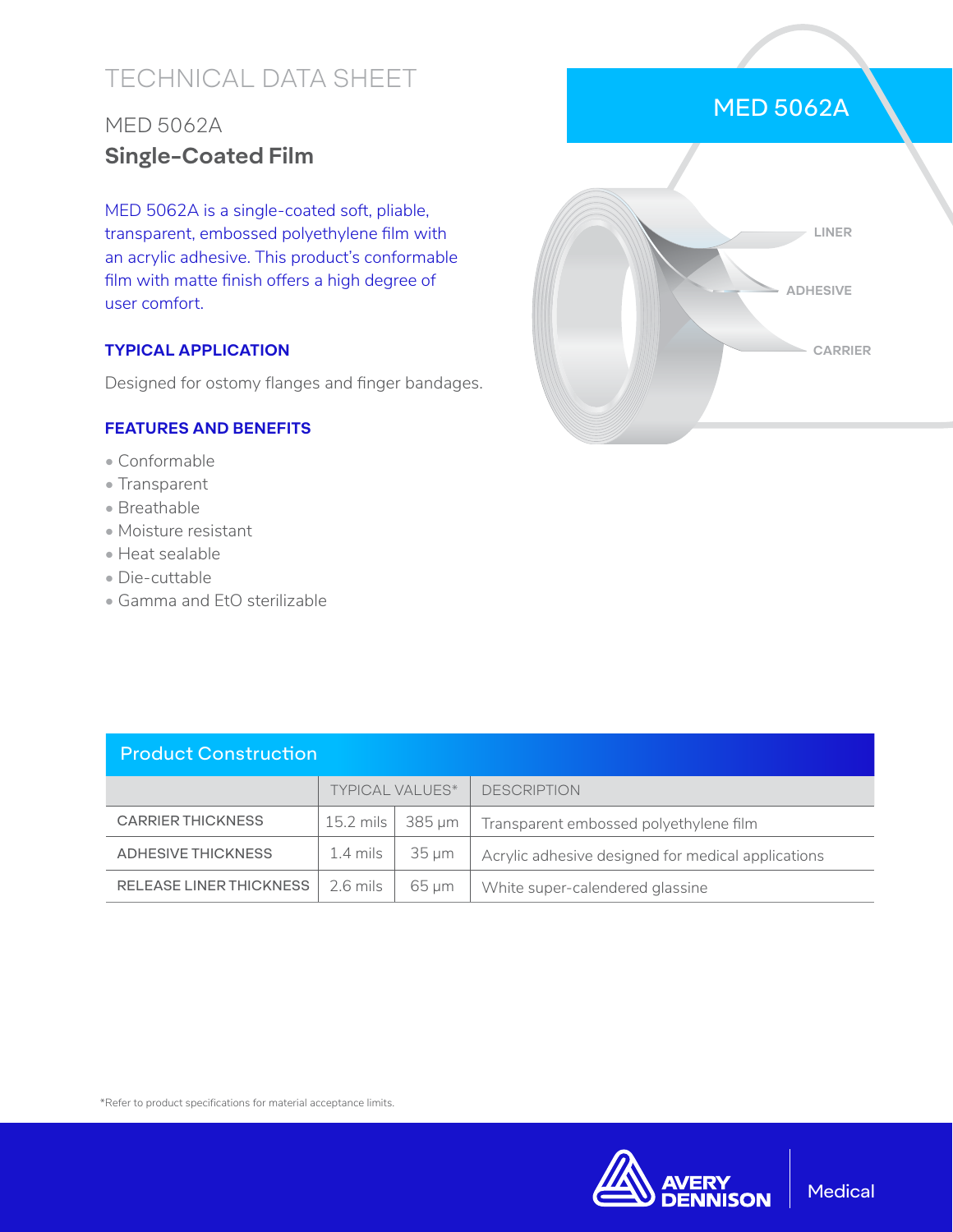# TECHNICAL DATA SHEET

## MED 5062A

## Single-Coated Film

MED 5062A is a single-coated soft, pliable, transparent, embossed polyethylene film with an acrylic adhesive. This product's conformable film with matte finish offers a high degree of user comfort.

### TYPICAL APPLICATION

Designed for ostomy flanges and finger bandages.

### FEATURES AND BENEFITS

- Conformable
- Transparent
- Breathable
- Moisture resistant
- Heat sealable
- Die-cuttable
- Gamma and EtO sterilizable

MED 5062A

LINER

ADHESIVE

CARRIER

### Product Construction

| | TYPICAL VALUES* | | DESCRIPTION |
|---|---|---|---|
| CARRIER THICKNESS | 15.2 mils | 385 µm | Transparent embossed polyethylene film |
| ADHESIVE THICKNESS | 1.4 mils | 35 µm | Acrylic adhesive designed for medical applications |
| RELEASE LINER THICKNESS | 2.6 mils | 65 µm | White super-calendered glassine |

*Refer to product specifications for material acceptance limits.

AVERY DENNISON | Medical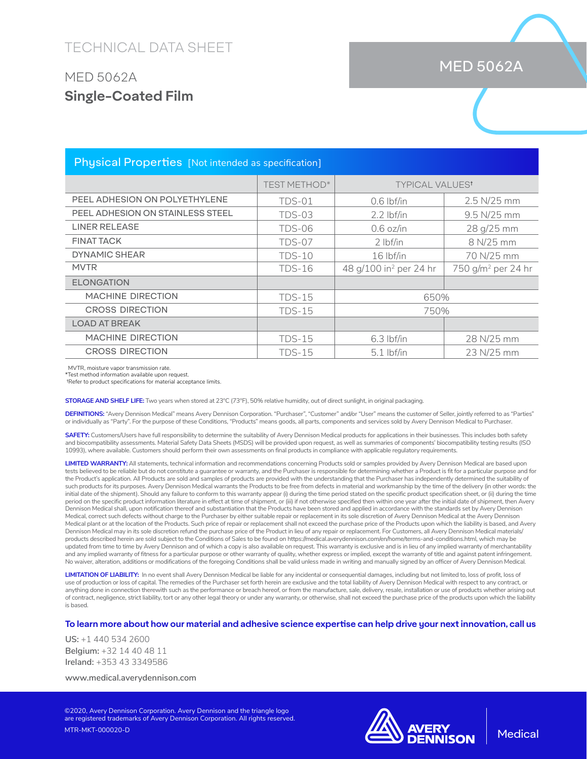# TECHNICAL DATA SHEET

## MED 5062A

## Single-Coated Film

MED 5062A

### Physical Properties [Not intended as specification]

| | TEST METHOD* | TYPICAL VALUES† | |
|---|---|---|---|
| PEEL ADHESION ON POLYETHYLENE | TDS-01 | 0.6 lbf/in | 2.5 N/25 mm |
| PEEL ADHESION ON STAINLESS STEEL | TDS-03 | 2.2 lbf/in | 9.5 N/25 mm |
| LINER RELEASE | TDS-06 | 0.6 oz/in | 28 g/25 mm |
| FINAT TACK | TDS-07 | 2 lbf/in | 8 N/25 mm |
| DYNAMIC SHEAR | TDS-10 | 16 lbf/in | 70 N/25 mm |
| MVTR | TDS-16 | 48 g/100 in$^2$ per 24 hr | 750 g/m$^2$ per 24 hr |
| ELONGATION | | | |
| MACHINE DIRECTION | TDS-15 | 650% | |
| CROSS DIRECTION | TDS-15 | 750% | |
| LOAD AT BREAK | | | |
| MACHINE DIRECTION | TDS-15 | 6.3 lbf/in | 28 N/25 mm |
| CROSS DIRECTION | TDS-15 | 5.1 lbf/in | 23 N/25 mm |

MVTR, moisture vapor transmission rate.
*Test method information available upon request.
†Refer to product specifications for material acceptance limits.

**STORAGE AND SHELF LIFE:** Two years when stored at 23°C (73°F), 50% relative humidity, out of direct sunlight, in original packaging.

**DEFINITIONS:** "Avery Dennison Medical" means Avery Dennison Corporation. "Purchaser", "Customer" and/or "User" means the customer of Seller, jointly referred to as "Parties" or individually as "Party". For the purpose of these Conditions, "Products" means goods, all parts, components and services sold by Avery Dennison Medical to Purchaser.

**SAFETY:** Customers/Users have full responsibility to determine the suitability of Avery Dennison Medical products for applications in their businesses. This includes both safety and biocompatibility assessments. Material Safety Data Sheets (MSDS) will be provided upon request, as well as summaries of components' biocompatibility testing results (ISO 10993), where available. Customers should perform their own assessments on final products in compliance with applicable regulatory requirements.

**LIMITED WARRANTY:** All statements, technical information and recommendations concerning Products sold or samples provided by Avery Dennison Medical are based upon tests believed to be reliable but do not constitute a guarantee or warranty, and the Purchaser is responsible for determining whether a Product is fit for a particular purpose and for the Product's application. All Products are sold and samples of products are provided with the understanding that the Purchaser has independently determined the suitability of such products for its purposes. Avery Dennison Medical warrants the Products to be free from defects in material and workmanship by the time of the delivery (in other words: the initial date of the shipment). Should any failure to conform to this warranty appear (i) during the time period stated on the specific product specification sheet, or (ii) during the time period on the specific product information literature in effect at time of shipment, or (iii) if not otherwise specified then within one year after the initial date of shipment, then Avery Dennison Medical shall, upon notification thereof and substantiation that the Products have been stored and applied in accordance with the standards set by Avery Dennison Medical, correct such defects without charge to the Purchaser by either suitable repair or replacement in its sole discretion of Avery Dennison Medical at the Avery Dennison Medical plant or at the location of the Products. Such price of repair or replacement shall not exceed the purchase price of the Products upon which the liability is based, and Avery Dennison Medical may in its sole discretion refund the purchase price of the Product in lieu of any repair or replacement. For Customers, all Avery Dennison Medical materials/ products described herein are sold subject to the Conditions of Sales to be found on https://medical.averydennison.com/en/home/terms-and-conditions.html, which may be updated from time to time by Avery Dennison and of which a copy is also available on request. This warranty is exclusive and is in lieu of any implied warranty of merchantability and any implied warranty of fitness for a particular purpose or other warranty of quality, whether express or implied, except the warranty of title and against patent infringement. No waiver, alteration, additions or modifications of the foregoing Conditions shall be valid unless made in writing and manually signed by an officer of Avery Dennison Medical.

**LIMITATION OF LIABILITY:** In no event shall Avery Dennison Medical be liable for any incidental or consequential damages, including but not limited to, loss of profit, loss of use of production or loss of capital. The remedies of the Purchaser set forth herein are exclusive and the total liability of Avery Dennison Medical with respect to any contract, or anything done in connection therewith such as the performance or breach hereof, or from the manufacture, sale, delivery, resale, installation or use of products whether arising out of contract, negligence, strict liability, tort or any other legal theory or under any warranty, or otherwise, shall not exceed the purchase price of the products upon which the liability is based.

**To learn more about how our material and adhesive science expertise can help drive your next innovation, call us**

US: +1 440 534 2600
Belgium: +32 14 40 48 11
Ireland: +353 43 3349586

www.medical.averydennison.com

©2020, Avery Dennison Corporation. Avery Dennison and the triangle logo are registered trademarks of Avery Dennison Corporation. All rights reserved.

MTR-MKT-000020-D

AVERY DENNISON Medical